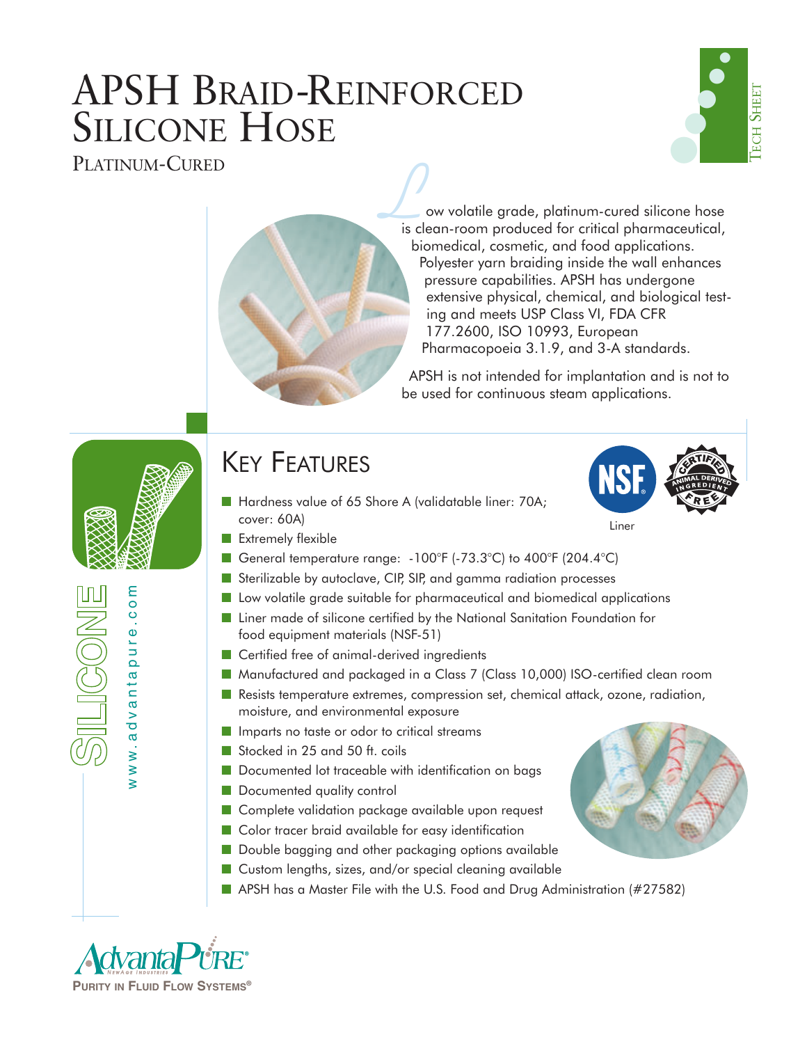# APSH Braid-Reinforced Silicone Hose

Platinum-Cured

Tech Sheet

Low volatile grade, platinum-cured silicone hose is clean-room produced for critical pharmaceutical, biomedical, cosmetic, and food applications. Polyester yarn braiding inside the wall enhances pressure capabilities. APSH has undergone extensive physical, chemical, and biological testing and meets USP Class VI, FDA CFR 177.2600, ISO 10993, European Pharmacopoeia 3.1.9, and 3-A standards.

APSH is not intended for implantation and is not to be used for continuous steam applications.

SILICONE

www.advantapure.com

## Key Features

Liner

- Hardness value of 65 Shore A (validatable liner: 70A; cover: 60A)
- Extremely flexible
- General temperature range: -100°F (-73.3°C) to 400°F (204.4°C)
- Sterilizable by autoclave, CIP, SIP, and gamma radiation processes
- Low volatile grade suitable for pharmaceutical and biomedical applications
- Liner made of silicone certified by the National Sanitation Foundation for food equipment materials (NSF-51)
- Certified free of animal-derived ingredients
- Manufactured and packaged in a Class 7 (Class 10,000) ISO-certified clean room
- Resists temperature extremes, compression set, chemical attack, ozone, radiation, moisture, and environmental exposure
- Imparts no taste or odor to critical streams
- Stocked in 25 and 50 ft. coils
- Documented lot traceable with identification on bags
- Documented quality control
- Complete validation package available upon request
- Color tracer braid available for easy identification
- Double bagging and other packaging options available
- Custom lengths, sizes, and/or special cleaning available
- APSH has a Master File with the U.S. Food and Drug Administration (#27582)

AdvantaPure®

Purity in Fluid Flow Systems®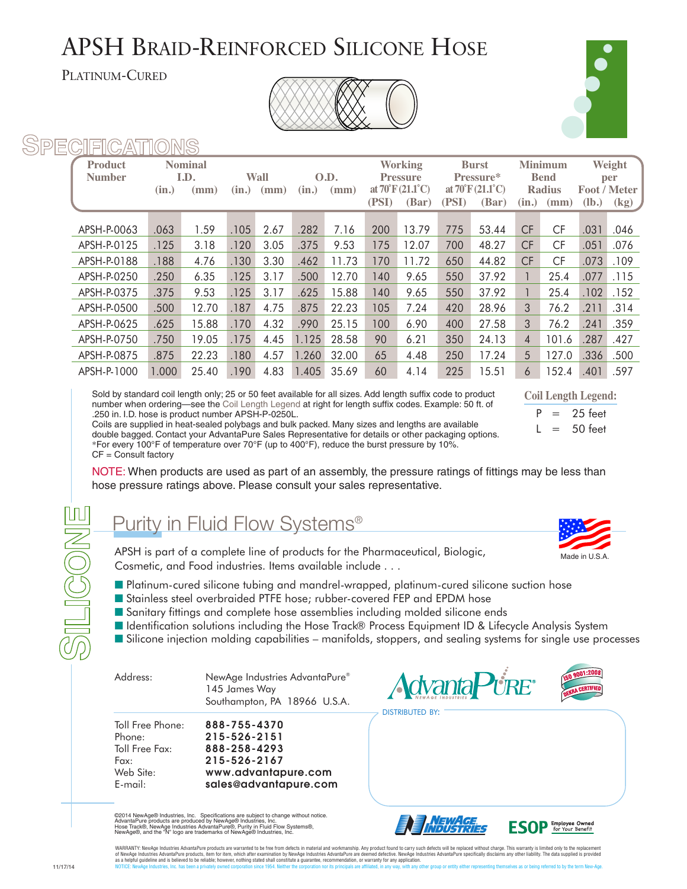# APSH Braid-Reinforced Silicone Hose

Platinum-Cured

## SPECIFICATIONS

| Product Number | Nominal I.D. (in.) | Nominal I.D. (mm) | Wall (in.) | Wall (mm) | O.D. (in.) | O.D. (mm) | Working Pressure at 70˚F (21.1˚C) (PSI) | Working Pressure at 70˚F (21.1˚C) (Bar) | Burst Pressure* at 70˚F (21.1˚C) (PSI) | Burst Pressure* at 70˚F (21.1˚C) (Bar) | Minimum Bend Radius (in.) | Minimum Bend Radius (mm) | Weight per Foot / Meter (lb.) | Weight per Foot / Meter (kg) |
|---|---|---|---|---|---|---|---|---|---|---|---|---|---|---|
| APSH-P-0063 | .063 | 1.59 | .105 | 2.67 | .282 | 7.16 | 200 | 13.79 | 775 | 53.44 | CF | CF | .031 | .046 |
| APSH-P-0125 | .125 | 3.18 | .120 | 3.05 | .375 | 9.53 | 175 | 12.07 | 700 | 48.27 | CF | CF | .051 | .076 |
| APSH-P-0188 | .188 | 4.76 | .130 | 3.30 | .462 | 11.73 | 170 | 11.72 | 650 | 44.82 | CF | CF | .073 | .109 |
| APSH-P-0250 | .250 | 6.35 | .125 | 3.17 | .500 | 12.70 | 140 | 9.65 | 550 | 37.92 | 1 | 25.4 | .077 | .115 |
| APSH-P-0375 | .375 | 9.53 | .125 | 3.17 | .625 | 15.88 | 140 | 9.65 | 550 | 37.92 | 1 | 25.4 | .102 | .152 |
| APSH-P-0500 | .500 | 12.70 | .187 | 4.75 | .875 | 22.23 | 105 | 7.24 | 420 | 28.96 | 3 | 76.2 | .211 | .314 |
| APSH-P-0625 | .625 | 15.88 | .170 | 4.32 | .990 | 25.15 | 100 | 6.90 | 400 | 27.58 | 3 | 76.2 | .241 | .359 |
| APSH-P-0750 | .750 | 19.05 | .175 | 4.45 | 1.125 | 28.58 | 90 | 6.21 | 350 | 24.13 | 4 | 101.6 | .287 | .427 |
| APSH-P-0875 | .875 | 22.23 | .180 | 4.57 | 1.260 | 32.00 | 65 | 4.48 | 250 | 17.24 | 5 | 127.0 | .336 | .500 |
| APSH-P-1000 | 1.000 | 25.40 | .190 | 4.83 | 1.405 | 35.69 | 60 | 4.14 | 225 | 15.51 | 6 | 152.4 | .401 | .597 |

Sold by standard coil length only; 25 or 50 feet available for all sizes. Add length suffix code to product number when ordering—see the Coil Length Legend at right for length suffix codes. Example: 50 ft. of .250 in. I.D. hose is product number APSH-P-0250L.
Coils are supplied in heat-sealed polybags and bulk packed. Many sizes and lengths are available double bagged. Contact your AdvantaPure Sales Representative for details or other packaging options.
*For every 100°F of temperature over 70°F (up to 400°F), reduce the burst pressure by 10%.
CF = Consult factory

**Coil Length Legend:**

P = 25 feet
L = 50 feet

NOTE: When products are used as part of an assembly, the pressure ratings of fittings may be less than hose pressure ratings above. Please consult your sales representative.

SILICONE

## Purity in Fluid Flow Systems®

APSH is part of a complete line of products for the Pharmaceutical, Biologic, Cosmetic, and Food industries. Items available include . . .

Made in U.S.A.

- Platinum-cured silicone tubing and mandrel-wrapped, platinum-cured silicone suction hose
- Stainless steel overbraided PTFE hose; rubber-covered FEP and EPDM hose
- Sanitary fittings and complete hose assemblies including molded silicone ends
- Identification solutions including the Hose Track® Process Equipment ID & Lifecycle Analysis System
- Silicone injection molding capabilities – manifolds, stoppers, and sealing systems for single use processes

Address: NewAge Industries AdvantaPure®
145 James Way
Southampton, PA 18966 U.S.A.

Toll Free Phone: 888-755-4370
Phone: 215-526-2151
Toll Free Fax: 888-258-4293
Fax: 215-526-2167
Web Site: www.advantapure.com
E-mail: sales@advantapure.com

AdvantaPure® NEWAGE INDUSTRIES

ISO 9001:2008 DEKRA CERTIFIED

DISTRIBUTED BY:

©2014 NewAge® Industries, Inc. Specifications are subject to change without notice. AdvantaPure products are produced by NewAge® Industries, Inc. Hose Track®, NewAge Industries AdvantaPure®, Purity in Fluid Flow Systems®, NewAge®, and the "N" logo are trademarks of NewAge® Industries, Inc.

NEWAGE INDUSTRIES

ESOP Employee Owned For Your Benefit

WARRANTY: NewAge Industries AdvantaPure products are warranted to be free from defects in material and workmanship. Any product found to carry such defects will be replaced without charge. This warranty is limited only to the replacement of NewAge Industries AdvantaPure products, item for item, which after examination by NewAge Industries AdvantaPure are deemed defective. NewAge Industries AdvantaPure specifically disclaims any other liability. The data supplied is provided as a helpful guideline and is believed to be reliable; however, nothing stated shall constitute a guarantee, recommendation, or warranty for any application.
NOTICE: NewAge Industries, Inc. has been a privately owned corporation since 1954. Neither the corporation nor its principals are affiliated, in any way, with any other group or entity either representing themselves as or being referred to by the term New-Age.

11/17/14